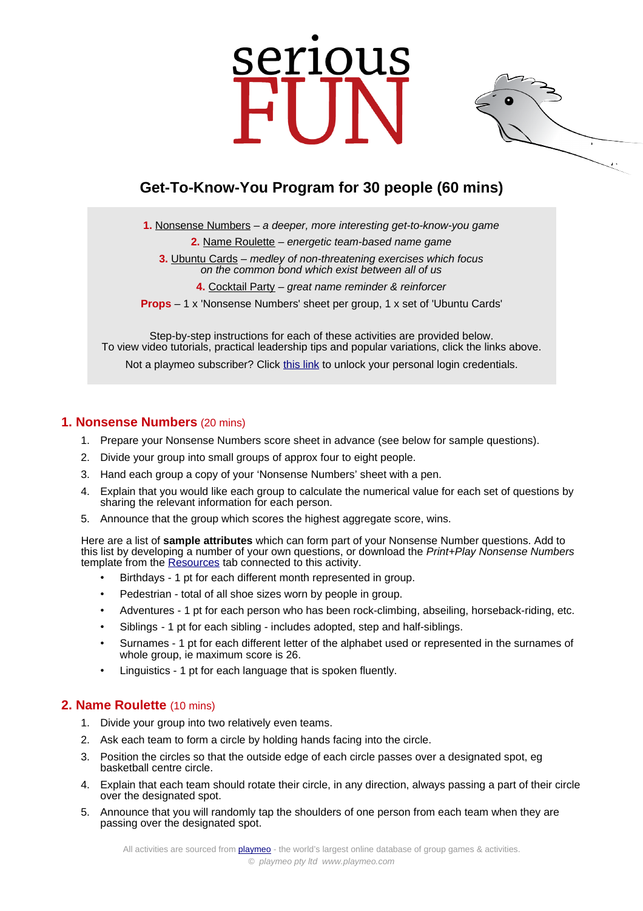serious
FUN

# Get-To-Know-You Program for 30 people (60 mins)

**1.** Nonsense Numbers – *a deeper, more interesting get-to-know-you game*

**2.** Name Roulette – *energetic team-based name game*

**3.** Ubuntu Cards – *medley of non-threatening exercises which focus on the common bond which exist between all of us*

**4.** Cocktail Party – *great name reminder & reinforcer*

**Props** – 1 x 'Nonsense Numbers' sheet per group, 1 x set of 'Ubuntu Cards'

Step-by-step instructions for each of these activities are provided below.
To view video tutorials, practical leadership tips and popular variations, click the links above.

Not a playmeo subscriber? Click this link to unlock your personal login credentials.

## 1. Nonsense Numbers (20 mins)

1. Prepare your Nonsense Numbers score sheet in advance (see below for sample questions).
2. Divide your group into small groups of approx four to eight people.
3. Hand each group a copy of your 'Nonsense Numbers' sheet with a pen.
4. Explain that you would like each group to calculate the numerical value for each set of questions by sharing the relevant information for each person.
5. Announce that the group which scores the highest aggregate score, wins.

Here are a list of **sample attributes** which can form part of your Nonsense Number questions. Add to this list by developing a number of your own questions, or download the *Print+Play Nonsense Numbers* template from the Resources tab connected to this activity.

- Birthdays - 1 pt for each different month represented in group.
- Pedestrian - total of all shoe sizes worn by people in group.
- Adventures - 1 pt for each person who has been rock-climbing, abseiling, horseback-riding, etc.
- Siblings - 1 pt for each sibling - includes adopted, step and half-siblings.
- Surnames - 1 pt for each different letter of the alphabet used or represented in the surnames of whole group, ie maximum score is 26.
- Linguistics - 1 pt for each language that is spoken fluently.

## 2. Name Roulette (10 mins)

1. Divide your group into two relatively even teams.
2. Ask each team to form a circle by holding hands facing into the circle.
3. Position the circles so that the outside edge of each circle passes over a designated spot, eg basketball centre circle.
4. Explain that each team should rotate their circle, in any direction, always passing a part of their circle over the designated spot.
5. Announce that you will randomly tap the shoulders of one person from each team when they are passing over the designated spot.

All activities are sourced from playmeo - the world's largest online database of group games & activities.
© *playmeo pty ltd www.playmeo.com*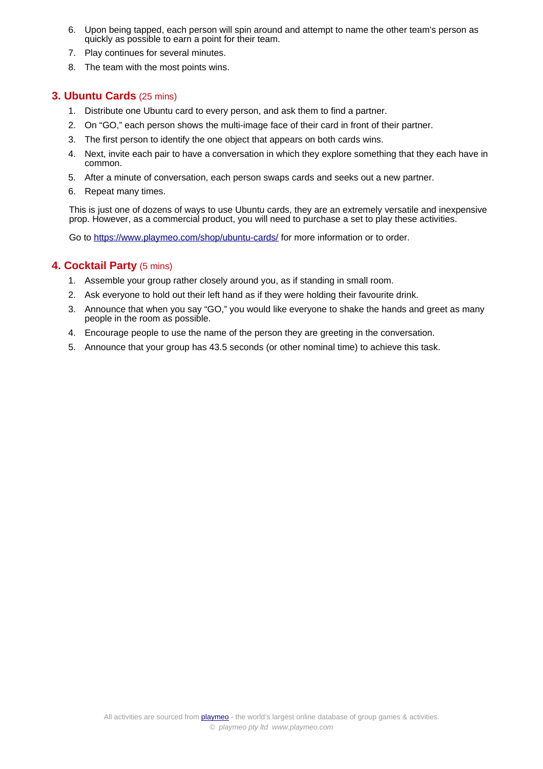6. Upon being tapped, each person will spin around and attempt to name the other team's person as quickly as possible to earn a point for their team.
7. Play continues for several minutes.
8. The team with the most points wins.

## 3. Ubuntu Cards (25 mins)

1. Distribute one Ubuntu card to every person, and ask them to find a partner.
2. On “GO,” each person shows the multi-image face of their card in front of their partner.
3. The first person to identify the one object that appears on both cards wins.
4. Next, invite each pair to have a conversation in which they explore something that they each have in common.
5. After a minute of conversation, each person swaps cards and seeks out a new partner.
6. Repeat many times.

This is just one of dozens of ways to use Ubuntu cards, they are an extremely versatile and inexpensive prop. However, as a commercial product, you will need to purchase a set to play these activities.

Go to [https://www.playmeo.com/shop/ubuntu-cards/](https://www.playmeo.com/shop/ubuntu-cards/) for more information or to order.

## 4. Cocktail Party (5 mins)

1. Assemble your group rather closely around you, as if standing in small room.
2. Ask everyone to hold out their left hand as if they were holding their favourite drink.
3. Announce that when you say “GO,” you would like everyone to shake the hands and greet as many people in the room as possible.
4. Encourage people to use the name of the person they are greeting in the conversation.
5. Announce that your group has 43.5 seconds (or other nominal time) to achieve this task.